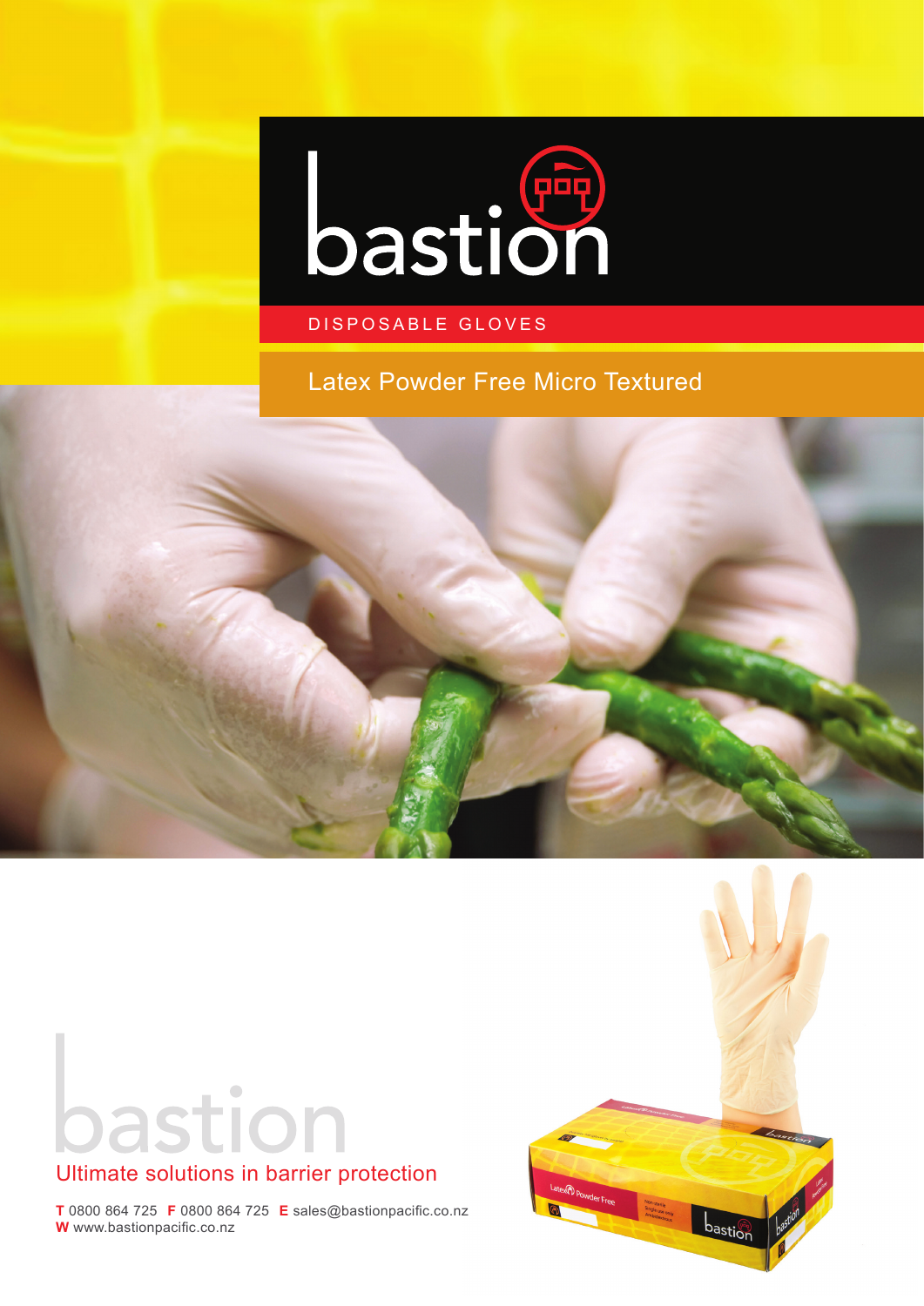# bastion

DISPOSABLE GLOVES

## Latex Powder Free Micro Textured

bastion

Ultimate solutions in barrier protection

**T** 0800 864 725 **F** 0800 864 725 **E** sales@bastionpacific.co.nz
**W** www.bastionpacific.co.nz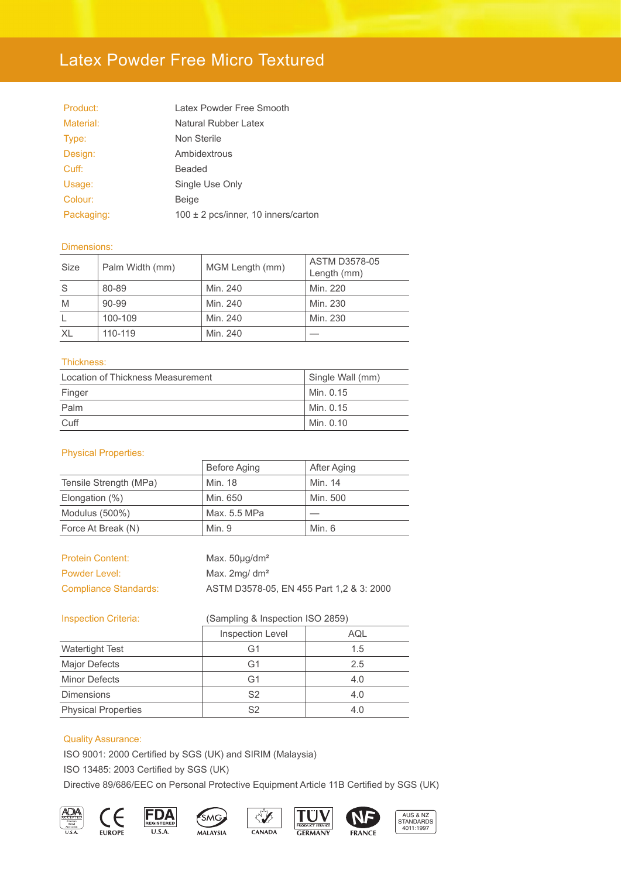# Latex Powder Free Micro Textured

| | |
|---|---|
| Product: | Latex Powder Free Smooth |
| Material: | Natural Rubber Latex |
| Type: | Non Sterile |
| Design: | Ambidextrous |
| Cuff: | Beaded |
| Usage: | Single Use Only |
| Colour: | Beige |
| Packaging: | 100 ± 2 pcs/inner, 10 inners/carton |

Dimensions:

| Size | Palm Width (mm) | MGM Length (mm) | ASTM D3578-05 Length (mm) |
|---|---|---|---|
| S | 80-89 | Min. 240 | Min. 220 |
| M | 90-99 | Min. 240 | Min. 230 |
| L | 100-109 | Min. 240 | Min. 230 |
| XL | 110-119 | Min. 240 | — |

Thickness:

| Location of Thickness Measurement | Single Wall (mm) |
|---|---|
| Finger | Min. 0.15 |
| Palm | Min. 0.15 |
| Cuff | Min. 0.10 |

Physical Properties:

| | Before Aging | After Aging |
|---|---|---|
| Tensile Strength (MPa) | Min. 18 | Min. 14 |
| Elongation (%) | Min. 650 | Min. 500 |
| Modulus (500%) | Max. 5.5 MPa | — |
| Force At Break (N) | Min. 9 | Min. 6 |

| | |
|---|---|
| Protein Content: | Max. 50µg/dm² |
| Powder Level: | Max. 2mg/ dm² |
| Compliance Standards: | ASTM D3578-05, EN 455 Part 1,2 & 3: 2000 |

Inspection Criteria: (Sampling & Inspection ISO 2859)

| | Inspection Level | AQL |
|---|---|---|
| Watertight Test | G1 | 1.5 |
| Major Defects | G1 | 2.5 |
| Minor Defects | G1 | 4.0 |
| Dimensions | S2 | 4.0 |
| Physical Properties | S2 | 4.0 |

Quality Assurance:

ISO 9001: 2000 Certified by SGS (UK) and SIRIM (Malaysia)

ISO 13485: 2003 Certified by SGS (UK)

Directive 89/686/EEC on Personal Protective Equipment Article 11B Certified by SGS (UK)

ADA U.S.A. CE EUROPE FDA REGISTERED U.S.A. SMG MALAYSIA CANADA TÜV PRODUCT SERVICE GERMANY NF FRANCE AUS & NZ STANDARDS 4011:1997